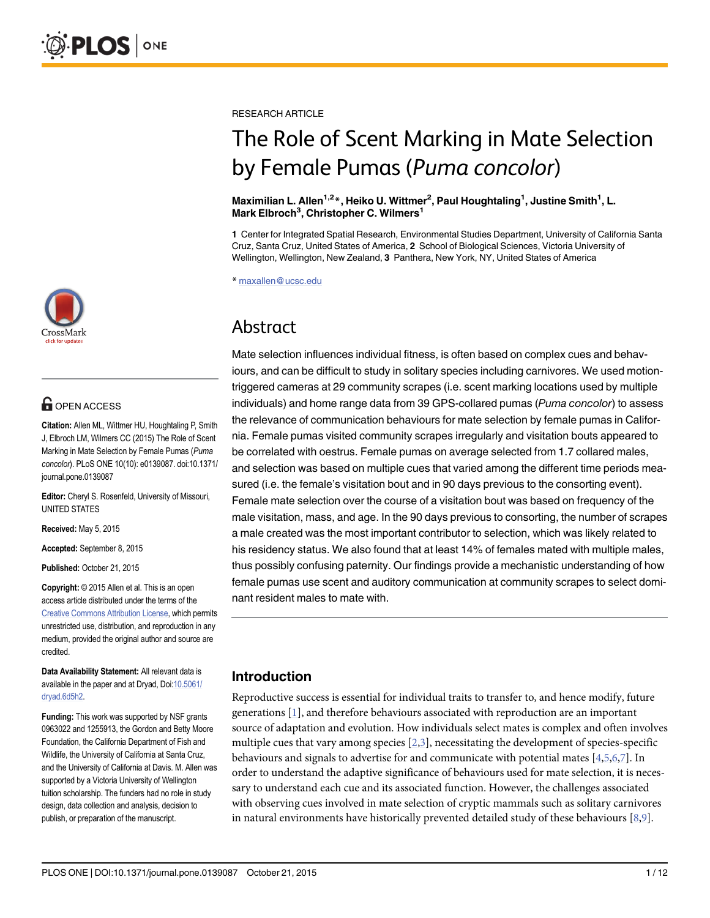RESEARCH ARTICLE

# The Role of Scent Marking in Mate Selection by Female Pumas (*Puma concolor*)

**Maximilian L. Allen[1,2]*, Heiko U. Wittmer[2], Paul Houghtaling[1], Justine Smith[1], L. Mark Elbroch[3], Christopher C. Wilmers[1]**

**1** Center for Integrated Spatial Research, Environmental Studies Department, University of California Santa Cruz, Santa Cruz, United States of America, **2** School of Biological Sciences, Victoria University of Wellington, Wellington, New Zealand, **3** Panthera, New York, NY, United States of America

* maxallen@ucsc.edu

OPEN ACCESS

**Citation:** Allen ML, Wittmer HU, Houghtaling P, Smith J, Elbroch LM, Wilmers CC (2015) The Role of Scent Marking in Mate Selection by Female Pumas (*Puma concolor*). PLoS ONE 10(10): e0139087. doi:10.1371/journal.pone.0139087

**Editor:** Cheryl S. Rosenfeld, University of Missouri, UNITED STATES

**Received:** May 5, 2015

**Accepted:** September 8, 2015

**Published:** October 21, 2015

**Copyright:** © 2015 Allen et al. This is an open access article distributed under the terms of the Creative Commons Attribution License, which permits unrestricted use, distribution, and reproduction in any medium, provided the original author and source are credited.

**Data Availability Statement:** All relevant data is available in the paper and at Dryad, Doi:10.5061/dryad.6d5h2.

**Funding:** This work was supported by NSF grants 0963022 and 1255913, the Gordon and Betty Moore Foundation, the California Department of Fish and Wildlife, the University of California at Santa Cruz, and the University of California at Davis. M. Allen was supported by a Victoria University of Wellington tuition scholarship. The funders had no role in study design, data collection and analysis, decision to publish, or preparation of the manuscript.

## Abstract

Mate selection influences individual fitness, is often based on complex cues and behaviours, and can be difficult to study in solitary species including carnivores. We used motion-triggered cameras at 29 community scrapes (i.e. scent marking locations used by multiple individuals) and home range data from 39 GPS-collared pumas (*Puma concolor*) to assess the relevance of communication behaviours for mate selection by female pumas in California. Female pumas visited community scrapes irregularly and visitation bouts appeared to be correlated with oestrus. Female pumas on average selected from 1.7 collared males, and selection was based on multiple cues that varied among the different time periods measured (i.e. the female's visitation bout and in 90 days previous to the consorting event). Female mate selection over the course of a visitation bout was based on frequency of the male visitation, mass, and age. In the 90 days previous to consorting, the number of scrapes a male created was the most important contributor to selection, which was likely related to his residency status. We also found that at least 14% of females mated with multiple males, thus possibly confusing paternity. Our findings provide a mechanistic understanding of how female pumas use scent and auditory communication at community scrapes to select dominant resident males to mate with.

## Introduction

Reproductive success is essential for individual traits to transfer to, and hence modify, future generations [1], and therefore behaviours associated with reproduction are an important source of adaptation and evolution. How individuals select mates is complex and often involves multiple cues that vary among species [2,3], necessitating the development of species-specific behaviours and signals to advertise for and communicate with potential mates [4,5,6,7]. In order to understand the adaptive significance of behaviours used for mate selection, it is necessary to understand each cue and its associated function. However, the challenges associated with observing cues involved in mate selection of cryptic mammals such as solitary carnivores in natural environments have historically prevented detailed study of these behaviours [8,9].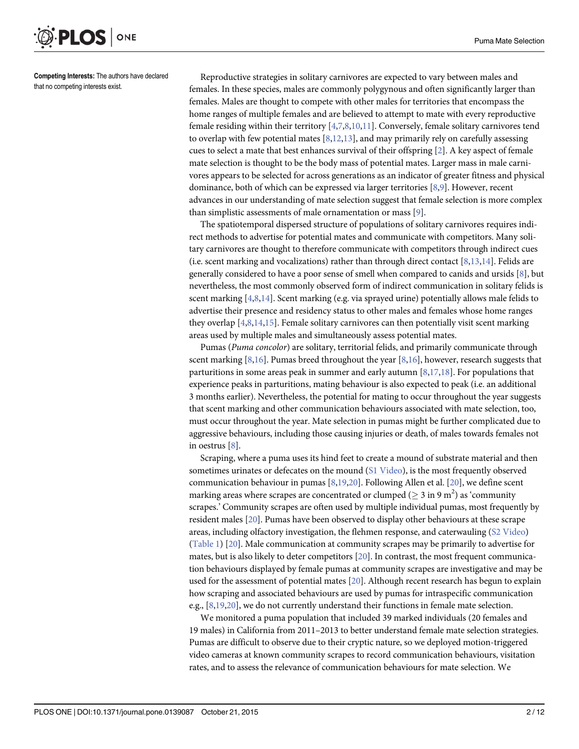**Competing Interests:** The authors have declared that no competing interests exist.

Reproductive strategies in solitary carnivores are expected to vary between males and females. In these species, males are commonly polygynous and often significantly larger than females. Males are thought to compete with other males for territories that encompass the home ranges of multiple females and are believed to attempt to mate with every reproductive female residing within their territory [4,7,8,10,11]. Conversely, female solitary carnivores tend to overlap with few potential mates [8,12,13], and may primarily rely on carefully assessing cues to select a mate that best enhances survival of their offspring [2]. A key aspect of female mate selection is thought to be the body mass of potential mates. Larger mass in male carnivores appears to be selected for across generations as an indicator of greater fitness and physical dominance, both of which can be expressed via larger territories [8,9]. However, recent advances in our understanding of mate selection suggest that female selection is more complex than simplistic assessments of male ornamentation or mass [9].

The spatiotemporal dispersed structure of populations of solitary carnivores requires indirect methods to advertise for potential mates and communicate with competitors. Many solitary carnivores are thought to therefore communicate with competitors through indirect cues (i.e. scent marking and vocalizations) rather than through direct contact [8,13,14]. Felids are generally considered to have a poor sense of smell when compared to canids and ursids [8], but nevertheless, the most commonly observed form of indirect communication in solitary felids is scent marking [4,8,14]. Scent marking (e.g. via sprayed urine) potentially allows male felids to advertise their presence and residency status to other males and females whose home ranges they overlap [4,8,14,15]. Female solitary carnivores can then potentially visit scent marking areas used by multiple males and simultaneously assess potential mates.

Pumas (*Puma concolor*) are solitary, territorial felids, and primarily communicate through scent marking [8,16]. Pumas breed throughout the year [8,16], however, research suggests that parturitions in some areas peak in summer and early autumn [8,17,18]. For populations that experience peaks in parturitions, mating behaviour is also expected to peak (i.e. an additional 3 months earlier). Nevertheless, the potential for mating to occur throughout the year suggests that scent marking and other communication behaviours associated with mate selection, too, must occur throughout the year. Mate selection in pumas might be further complicated due to aggressive behaviours, including those causing injuries or death, of males towards females not in oestrus [8].

Scraping, where a puma uses its hind feet to create a mound of substrate material and then sometimes urinates or defecates on the mound (S1 Video), is the most frequently observed communication behaviour in pumas [8,19,20]. Following Allen et al. [20], we define scent marking areas where scrapes are concentrated or clumped ($\geq$ 3 in 9 $m^2$) as 'community scrapes.' Community scrapes are often used by multiple individual pumas, most frequently by resident males [20]. Pumas have been observed to display other behaviours at these scrape areas, including olfactory investigation, the flehmen response, and caterwauling (S2 Video) (Table 1) [20]. Male communication at community scrapes may be primarily to advertise for mates, but is also likely to deter competitors [20]. In contrast, the most frequent communication behaviours displayed by female pumas at community scrapes are investigative and may be used for the assessment of potential mates [20]. Although recent research has begun to explain how scraping and associated behaviours are used by pumas for intraspecific communication e.g., [8,19,20], we do not currently understand their functions in female mate selection.

We monitored a puma population that included 39 marked individuals (20 females and 19 males) in California from 2011–2013 to better understand female mate selection strategies. Pumas are difficult to observe due to their cryptic nature, so we deployed motion-triggered video cameras at known community scrapes to record communication behaviours, visitation rates, and to assess the relevance of communication behaviours for mate selection. We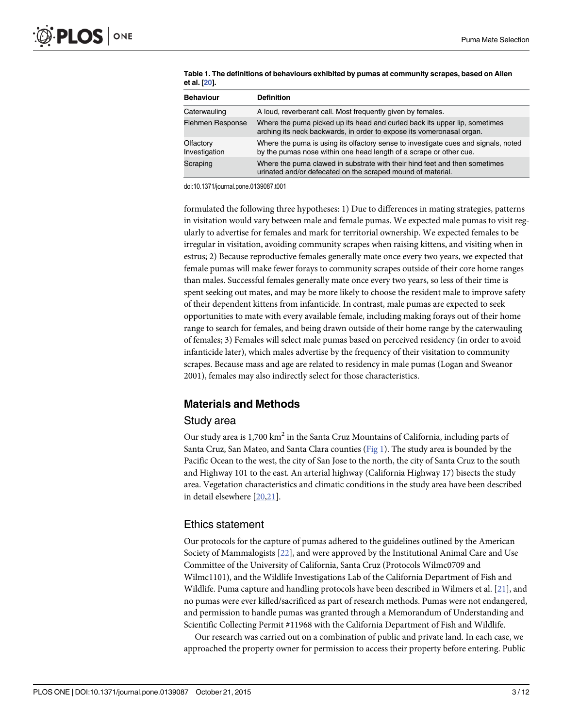**Table 1. The definitions of behaviours exhibited by pumas at community scrapes, based on Allen et al. [20].**

| Behaviour | Definition |
|---|---|
| Caterwauling | A loud, reverberant call. Most frequently given by females. |
| Flehmen Response | Where the puma picked up its head and curled back its upper lip, sometimes arching its neck backwards, in order to expose its vomeronasal organ. |
| Olfactory Investigation | Where the puma is using its olfactory sense to investigate cues and signals, noted by the pumas nose within one head length of a scrape or other cue. |
| Scraping | Where the puma clawed in substrate with their hind feet and then sometimes urinated and/or defecated on the scraped mound of material. |

doi:10.1371/journal.pone.0139087.t001

formulated the following three hypotheses: 1) Due to differences in mating strategies, patterns in visitation would vary between male and female pumas. We expected male pumas to visit regularly to advertise for females and mark for territorial ownership. We expected females to be irregular in visitation, avoiding community scrapes when raising kittens, and visiting when in estrus; 2) Because reproductive females generally mate once every two years, we expected that female pumas will make fewer forays to community scrapes outside of their core home ranges than males. Successful females generally mate once every two years, so less of their time is spent seeking out mates, and may be more likely to choose the resident male to improve safety of their dependent kittens from infanticide. In contrast, male pumas are expected to seek opportunities to mate with every available female, including making forays out of their home range to search for females, and being drawn outside of their home range by the caterwauling of females; 3) Females will select male pumas based on perceived residency (in order to avoid infanticide later), which males advertise by the frequency of their visitation to community scrapes. Because mass and age are related to residency in male pumas (Logan and Sweanor 2001), females may also indirectly select for those characteristics.

## Materials and Methods

### Study area

Our study area is 1,700 km$^2$ in the Santa Cruz Mountains of California, including parts of Santa Cruz, San Mateo, and Santa Clara counties (Fig 1). The study area is bounded by the Pacific Ocean to the west, the city of San Jose to the north, the city of Santa Cruz to the south and Highway 101 to the east. An arterial highway (California Highway 17) bisects the study area. Vegetation characteristics and climatic conditions in the study area have been described in detail elsewhere [20,21].

### Ethics statement

Our protocols for the capture of pumas adhered to the guidelines outlined by the American Society of Mammalogists [22], and were approved by the Institutional Animal Care and Use Committee of the University of California, Santa Cruz (Protocols Wilmc0709 and Wilmc1101), and the Wildlife Investigations Lab of the California Department of Fish and Wildlife. Puma capture and handling protocols have been described in Wilmers et al. [21], and no pumas were ever killed/sacrificed as part of research methods. Pumas were not endangered, and permission to handle pumas was granted through a Memorandum of Understanding and Scientific Collecting Permit #11968 with the California Department of Fish and Wildlife.

Our research was carried out on a combination of public and private land. In each case, we approached the property owner for permission to access their property before entering. Public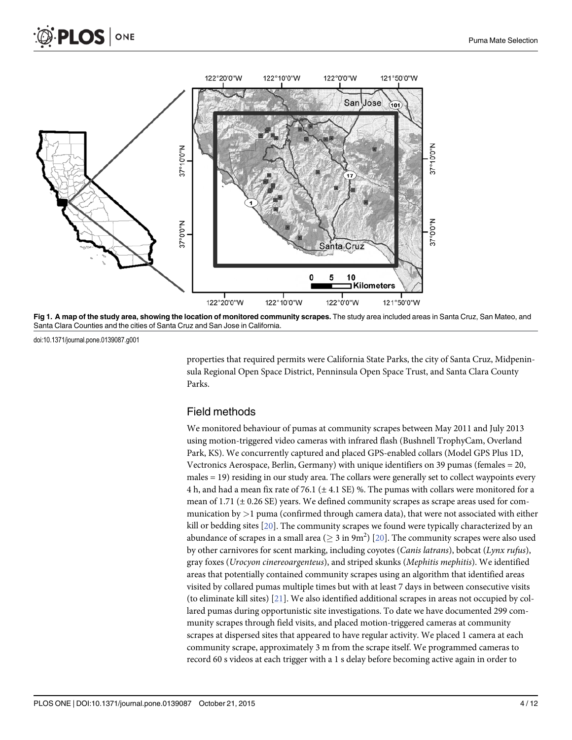Fig 1. A map of the study area, showing the location of monitored community scrapes. The study area included areas in Santa Cruz, San Mateo, and Santa Clara Counties and the cities of Santa Cruz and San Jose in California.

doi:10.1371/journal.pone.0139087.g001

properties that required permits were California State Parks, the city of Santa Cruz, Midpeninsula Regional Open Space District, Penninsula Open Space Trust, and Santa Clara County Parks.

## Field methods

We monitored behaviour of pumas at community scrapes between May 2011 and July 2013 using motion-triggered video cameras with infrared flash (Bushnell TrophyCam, Overland Park, KS). We concurrently captured and placed GPS-enabled collars (Model GPS Plus 1D, Vectronics Aerospace, Berlin, Germany) with unique identifiers on 39 pumas (females = 20, males = 19) residing in our study area. The collars were generally set to collect waypoints every 4 h, and had a mean fix rate of 76.1 (± 4.1 SE) %. The pumas with collars were monitored for a mean of 1.71 (± 0.26 SE) years. We defined community scrapes as scrape areas used for communication by >1 puma (confirmed through camera data), that were not associated with either kill or bedding sites [20]. The community scrapes we found were typically characterized by an abundance of scrapes in a small area (≥ 3 in 9m$^2$) [20]. The community scrapes were also used by other carnivores for scent marking, including coyotes (*Canis latrans*), bobcat (*Lynx rufus*), gray foxes (*Urocyon cinereoargenteus*), and striped skunks (*Mephitis mephitis*). We identified areas that potentially contained community scrapes using an algorithm that identified areas visited by collared pumas multiple times but with at least 7 days in between consecutive visits (to eliminate kill sites) [21]. We also identified additional scrapes in areas not occupied by collared pumas during opportunistic site investigations. To date we have documented 299 community scrapes through field visits, and placed motion-triggered cameras at community scrapes at dispersed sites that appeared to have regular activity. We placed 1 camera at each community scrape, approximately 3 m from the scrape itself. We programmed cameras to record 60 s videos at each trigger with a 1 s delay before becoming active again in order to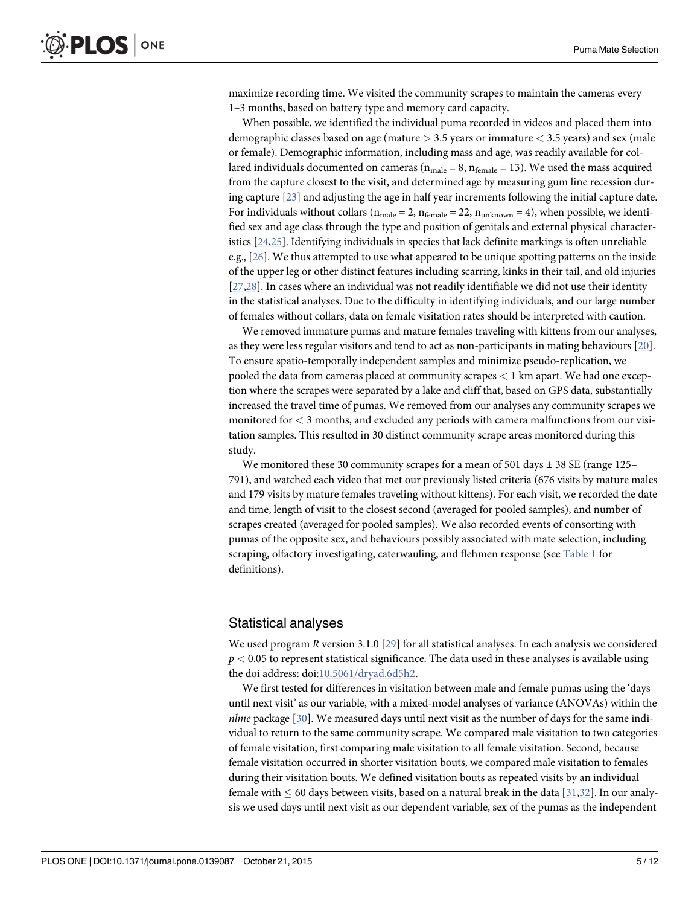maximize recording time. We visited the community scrapes to maintain the cameras every 1–3 months, based on battery type and memory card capacity.

When possible, we identified the individual puma recorded in videos and placed them into demographic classes based on age (mature > 3.5 years or immature < 3.5 years) and sex (male or female). Demographic information, including mass and age, was readily available for collared individuals documented on cameras ($n_{male} = 8$, $n_{female} = 13$). We used the mass acquired from the capture closest to the visit, and determined age by measuring gum line recession during capture [23] and adjusting the age in half year increments following the initial capture date. For individuals without collars ($n_{male} = 2$, $n_{female} = 22$, $n_{unknown} = 4$), when possible, we identified sex and age class through the type and position of genitals and external physical characteristics [24,25]. Identifying individuals in species that lack definite markings is often unreliable e.g., [26]. We thus attempted to use what appeared to be unique spotting patterns on the inside of the upper leg or other distinct features including scarring, kinks in their tail, and old injuries [27,28]. In cases where an individual was not readily identifiable we did not use their identity in the statistical analyses. Due to the difficulty in identifying individuals, and our large number of females without collars, data on female visitation rates should be interpreted with caution.

We removed immature pumas and mature females traveling with kittens from our analyses, as they were less regular visitors and tend to act as non-participants in mating behaviours [20]. To ensure spatio-temporally independent samples and minimize pseudo-replication, we pooled the data from cameras placed at community scrapes < 1 km apart. We had one exception where the scrapes were separated by a lake and cliff that, based on GPS data, substantially increased the travel time of pumas. We removed from our analyses any community scrapes we monitored for < 3 months, and excluded any periods with camera malfunctions from our visitation samples. This resulted in 30 distinct community scrape areas monitored during this study.

We monitored these 30 community scrapes for a mean of 501 days ± 38 SE (range 125–791), and watched each video that met our previously listed criteria (676 visits by mature males and 179 visits by mature females traveling without kittens). For each visit, we recorded the date and time, length of visit to the closest second (averaged for pooled samples), and number of scrapes created (averaged for pooled samples). We also recorded events of consorting with pumas of the opposite sex, and behaviours possibly associated with mate selection, including scraping, olfactory investigating, caterwauling, and flehmen response (see Table 1 for definitions).

## Statistical analyses

We used program *R* version 3.1.0 [29] for all statistical analyses. In each analysis we considered $p < 0.05$ to represent statistical significance. The data used in these analyses is available using the doi address: doi:10.5061/dryad.6d5h2.

We first tested for differences in visitation between male and female pumas using the 'days until next visit' as our variable, with a mixed-model analyses of variance (ANOVAs) within the *nlme* package [30]. We measured days until next visit as the number of days for the same individual to return to the same community scrape. We compared male visitation to two categories of female visitation, first comparing male visitation to all female visitation. Second, because female visitation occurred in shorter visitation bouts, we compared male visitation to females during their visitation bouts. We defined visitation bouts as repeated visits by an individual female with ≤ 60 days between visits, based on a natural break in the data [31,32]. In our analysis we used days until next visit as our dependent variable, sex of the pumas as the independent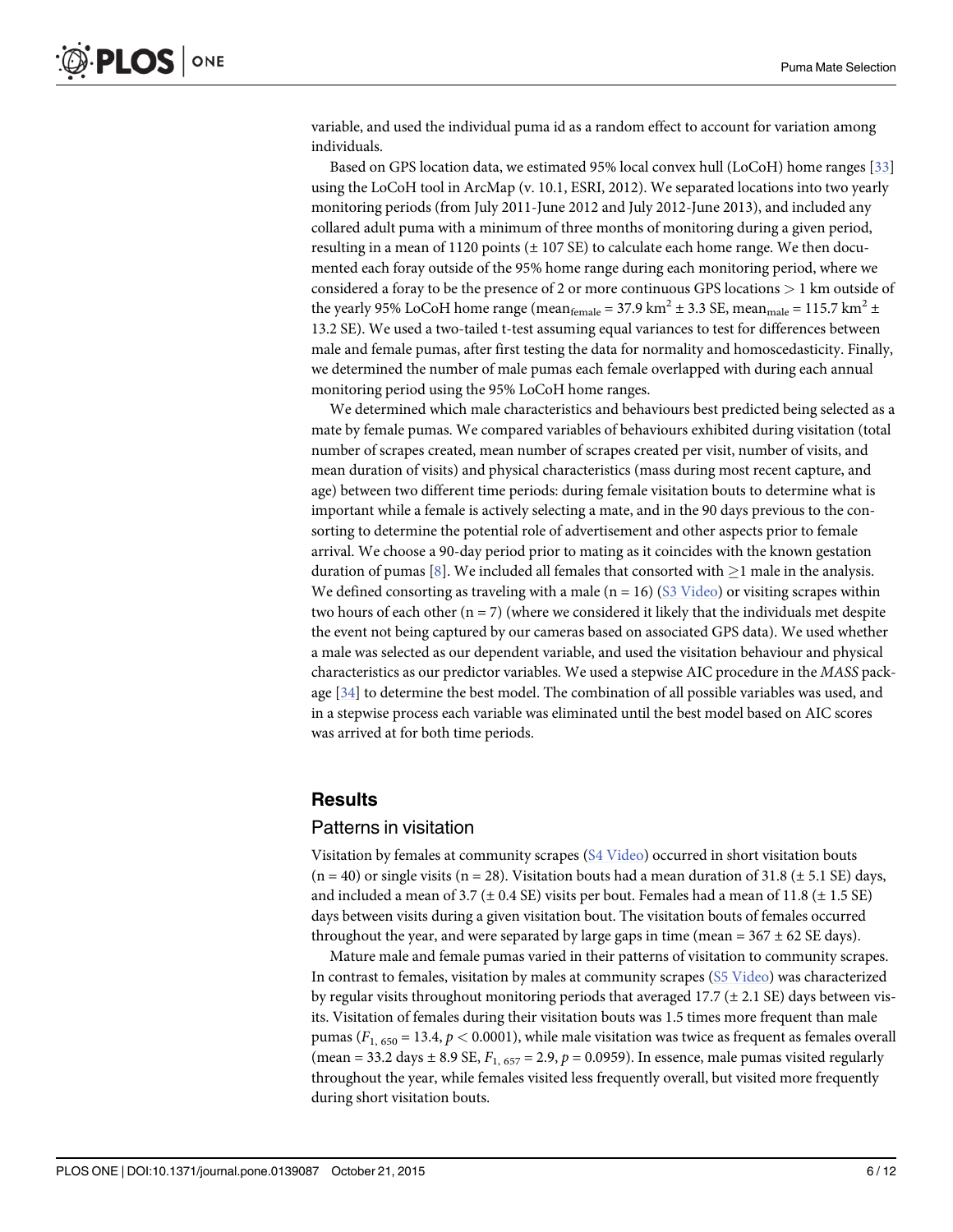variable, and used the individual puma id as a random effect to account for variation among individuals.

Based on GPS location data, we estimated 95% local convex hull (LoCoH) home ranges [33] using the LoCoH tool in ArcMap (v. 10.1, ESRI, 2012). We separated locations into two yearly monitoring periods (from July 2011-June 2012 and July 2012-June 2013), and included any collared adult puma with a minimum of three months of monitoring during a given period, resulting in a mean of 1120 points (± 107 SE) to calculate each home range. We then documented each foray outside of the 95% home range during each monitoring period, where we considered a foray to be the presence of 2 or more continuous GPS locations > 1 km outside of the yearly 95% LoCoH home range ($mean_{female} = 37.9\ km^2 \pm 3.3$ SE, $mean_{male} = 115.7\ km^2 \pm 13.2$ SE). We used a two-tailed t-test assuming equal variances to test for differences between male and female pumas, after first testing the data for normality and homoscedasticity. Finally, we determined the number of male pumas each female overlapped with during each annual monitoring period using the 95% LoCoH home ranges.

We determined which male characteristics and behaviours best predicted being selected as a mate by female pumas. We compared variables of behaviours exhibited during visitation (total number of scrapes created, mean number of scrapes created per visit, number of visits, and mean duration of visits) and physical characteristics (mass during most recent capture, and age) between two different time periods: during female visitation bouts to determine what is important while a female is actively selecting a mate, and in the 90 days previous to the consorting to determine the potential role of advertisement and other aspects prior to female arrival. We choose a 90-day period prior to mating as it coincides with the known gestation duration of pumas [8]. We included all females that consorted with ≥1 male in the analysis. We defined consorting as traveling with a male (n = 16) (S3 Video) or visiting scrapes within two hours of each other (n = 7) (where we considered it likely that the individuals met despite the event not being captured by our cameras based on associated GPS data). We used whether a male was selected as our dependent variable, and used the visitation behaviour and physical characteristics as our predictor variables. We used a stepwise AIC procedure in the *MASS* package [34] to determine the best model. The combination of all possible variables was used, and in a stepwise process each variable was eliminated until the best model based on AIC scores was arrived at for both time periods.

## Results

### Patterns in visitation

Visitation by females at community scrapes (S4 Video) occurred in short visitation bouts (n = 40) or single visits (n = 28). Visitation bouts had a mean duration of 31.8 (± 5.1 SE) days, and included a mean of 3.7 (± 0.4 SE) visits per bout. Females had a mean of 11.8 (± 1.5 SE) days between visits during a given visitation bout. The visitation bouts of females occurred throughout the year, and were separated by large gaps in time (mean = 367 ± 62 SE days).

Mature male and female pumas varied in their patterns of visitation to community scrapes. In contrast to females, visitation by males at community scrapes (S5 Video) was characterized by regular visits throughout monitoring periods that averaged 17.7 (± 2.1 SE) days between visits. Visitation of females during their visitation bouts was 1.5 times more frequent than male pumas ($F_{1,\ 650} = 13.4$, $p < 0.0001$), while male visitation was twice as frequent as females overall (mean = 33.2 days ± 8.9 SE, $F_{1,\ 657} = 2.9$, $p = 0.0959$). In essence, male pumas visited regularly throughout the year, while females visited less frequently overall, but visited more frequently during short visitation bouts.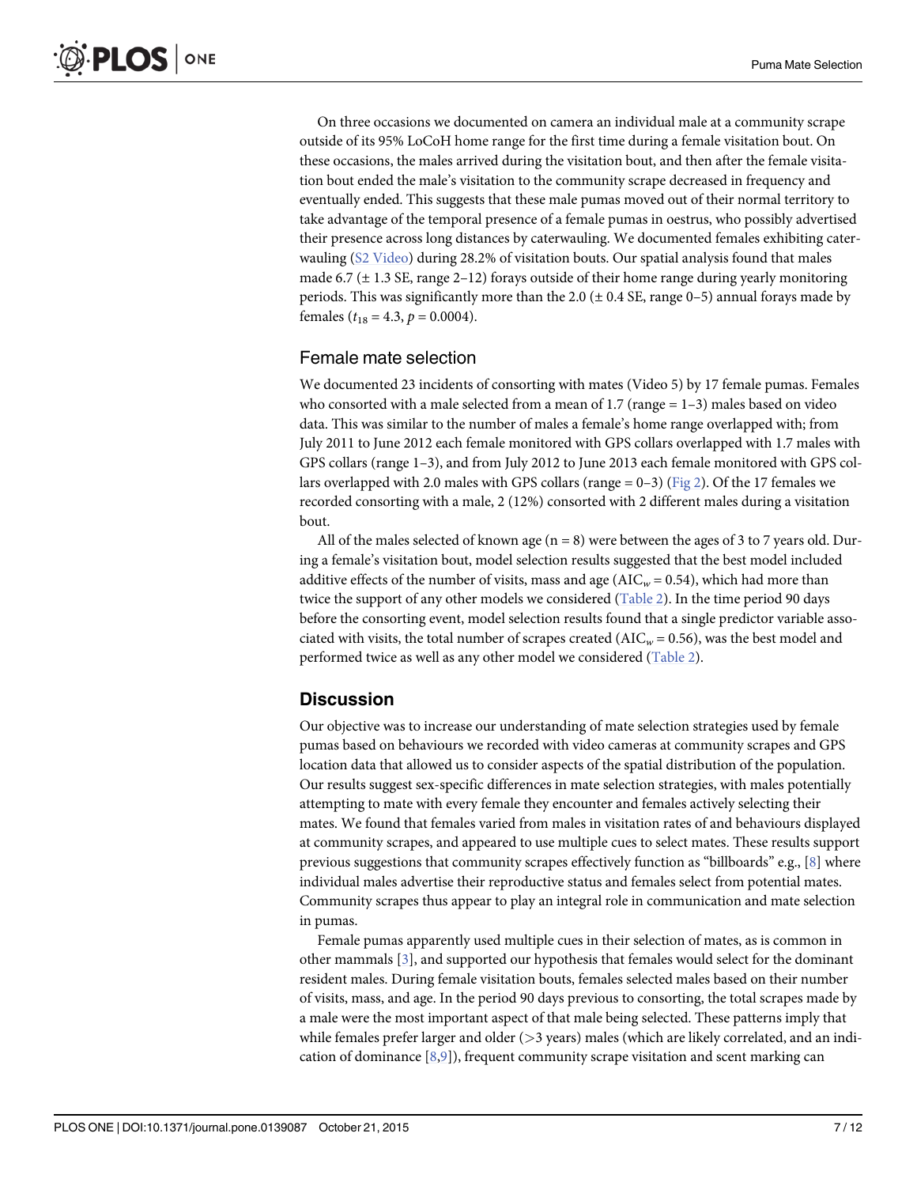On three occasions we documented on camera an individual male at a community scrape outside of its 95% LoCoH home range for the first time during a female visitation bout. On these occasions, the males arrived during the visitation bout, and then after the female visitation bout ended the male's visitation to the community scrape decreased in frequency and eventually ended. This suggests that these male pumas moved out of their normal territory to take advantage of the temporal presence of a female pumas in oestrus, who possibly advertised their presence across long distances by caterwauling. We documented females exhibiting caterwauling (S2 Video) during 28.2% of visitation bouts. Our spatial analysis found that males made 6.7 (± 1.3 SE, range 2–12) forays outside of their home range during yearly monitoring periods. This was significantly more than the 2.0 (± 0.4 SE, range 0–5) annual forays made by females ($t_{18} = 4.3$, $p = 0.0004$).

## Female mate selection

We documented 23 incidents of consorting with mates (Video 5) by 17 female pumas. Females who consorted with a male selected from a mean of 1.7 (range = 1–3) males based on video data. This was similar to the number of males a female's home range overlapped with; from July 2011 to June 2012 each female monitored with GPS collars overlapped with 1.7 males with GPS collars (range 1–3), and from July 2012 to June 2013 each female monitored with GPS collars overlapped with 2.0 males with GPS collars (range = 0–3) (Fig 2). Of the 17 females we recorded consorting with a male, 2 (12%) consorted with 2 different males during a visitation bout.

All of the males selected of known age (n = 8) were between the ages of 3 to 7 years old. During a female's visitation bout, model selection results suggested that the best model included additive effects of the number of visits, mass and age ($AIC_w = 0.54$), which had more than twice the support of any other models we considered (Table 2). In the time period 90 days before the consorting event, model selection results found that a single predictor variable associated with visits, the total number of scrapes created ($AIC_w = 0.56$), was the best model and performed twice as well as any other model we considered (Table 2).

## Discussion

Our objective was to increase our understanding of mate selection strategies used by female pumas based on behaviours we recorded with video cameras at community scrapes and GPS location data that allowed us to consider aspects of the spatial distribution of the population. Our results suggest sex-specific differences in mate selection strategies, with males potentially attempting to mate with every female they encounter and females actively selecting their mates. We found that females varied from males in visitation rates of and behaviours displayed at community scrapes, and appeared to use multiple cues to select mates. These results support previous suggestions that community scrapes effectively function as "billboards" e.g., [8] where individual males advertise their reproductive status and females select from potential mates. Community scrapes thus appear to play an integral role in communication and mate selection in pumas.

Female pumas apparently used multiple cues in their selection of mates, as is common in other mammals [3], and supported our hypothesis that females would select for the dominant resident males. During female visitation bouts, females selected males based on their number of visits, mass, and age. In the period 90 days previous to consorting, the total scrapes made by a male were the most important aspect of that male being selected. These patterns imply that while females prefer larger and older (>3 years) males (which are likely correlated, and an indication of dominance [8,9]), frequent community scrape visitation and scent marking can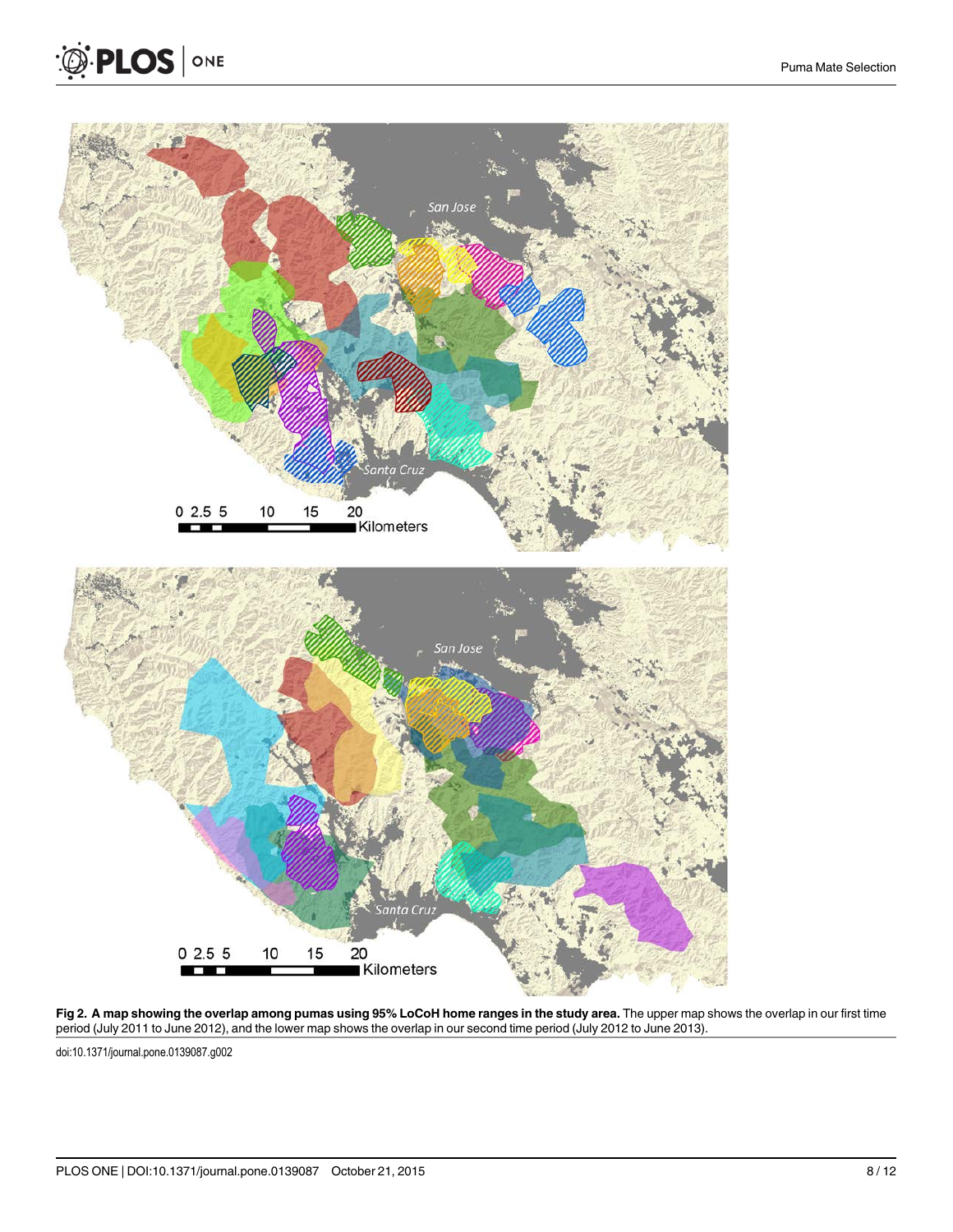**Fig 2. A map showing the overlap among pumas using 95% LoCoH home ranges in the study area.** The upper map shows the overlap in our first time period (July 2011 to June 2012), and the lower map shows the overlap in our second time period (July 2012 to June 2013).

doi:10.1371/journal.pone.0139087.g002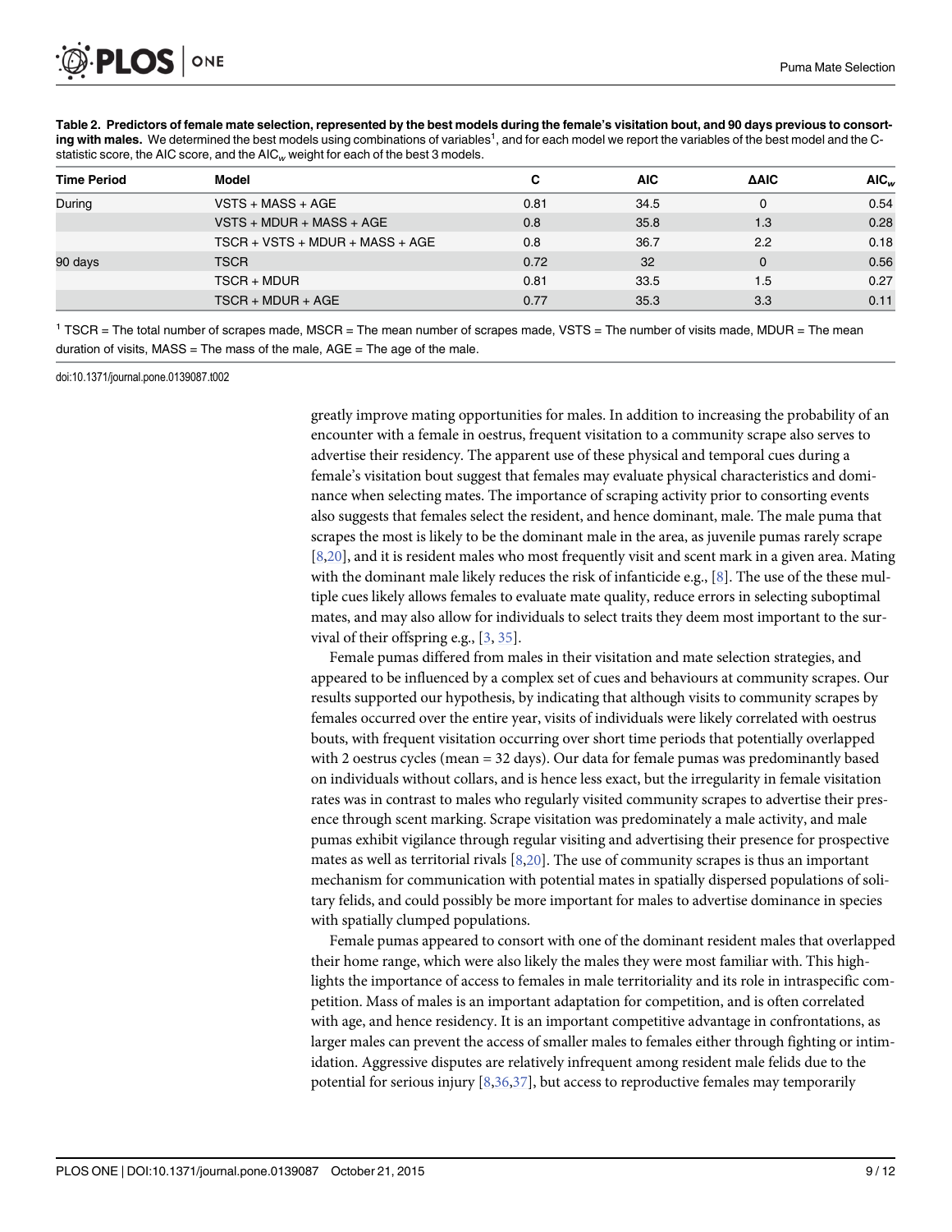**Table 2. Predictors of female mate selection, represented by the best models during the female's visitation bout, and 90 days previous to consorting with males.** We determined the best models using combinations of variables[1], and for each model we report the variables of the best model and the C-statistic score, the AIC score, and the $AIC_w$ weight for each of the best 3 models.

| Time Period | Model | C | AIC | ΔAIC | $AIC_w$ |
|---|---|---|---|---|---|
| During | VSTS + MASS + AGE | 0.81 | 34.5 | 0 | 0.54 |
| | VSTS + MDUR + MASS + AGE | 0.8 | 35.8 | 1.3 | 0.28 |
| | TSCR + VSTS + MDUR + MASS + AGE | 0.8 | 36.7 | 2.2 | 0.18 |
| 90 days | TSCR | 0.72 | 32 | 0 | 0.56 |
| | TSCR + MDUR | 0.81 | 33.5 | 1.5 | 0.27 |
| | TSCR + MDUR + AGE | 0.77 | 35.3 | 3.3 | 0.11 |

[1] TSCR = The total number of scrapes made, MSCR = The mean number of scrapes made, VSTS = The number of visits made, MDUR = The mean duration of visits, MASS = The mass of the male, AGE = The age of the male.

doi:10.1371/journal.pone.0139087.t002

greatly improve mating opportunities for males. In addition to increasing the probability of an encounter with a female in oestrus, frequent visitation to a community scrape also serves to advertise their residency. The apparent use of these physical and temporal cues during a female's visitation bout suggest that females may evaluate physical characteristics and dominance when selecting mates. The importance of scraping activity prior to consorting events also suggests that females select the resident, and hence dominant, male. The male puma that scrapes the most is likely to be the dominant male in the area, as juvenile pumas rarely scrape [8,20], and it is resident males who most frequently visit and scent mark in a given area. Mating with the dominant male likely reduces the risk of infanticide e.g., [8]. The use of the these multiple cues likely allows females to evaluate mate quality, reduce errors in selecting suboptimal mates, and may also allow for individuals to select traits they deem most important to the survival of their offspring e.g., [3, 35].

Female pumas differed from males in their visitation and mate selection strategies, and appeared to be influenced by a complex set of cues and behaviours at community scrapes. Our results supported our hypothesis, by indicating that although visits to community scrapes by females occurred over the entire year, visits of individuals were likely correlated with oestrus bouts, with frequent visitation occurring over short time periods that potentially overlapped with 2 oestrus cycles (mean = 32 days). Our data for female pumas was predominantly based on individuals without collars, and is hence less exact, but the irregularity in female visitation rates was in contrast to males who regularly visited community scrapes to advertise their presence through scent marking. Scrape visitation was predominately a male activity, and male pumas exhibit vigilance through regular visiting and advertising their presence for prospective mates as well as territorial rivals [8,20]. The use of community scrapes is thus an important mechanism for communication with potential mates in spatially dispersed populations of solitary felids, and could possibly be more important for males to advertise dominance in species with spatially clumped populations.

Female pumas appeared to consort with one of the dominant resident males that overlapped their home range, which were also likely the males they were most familiar with. This highlights the importance of access to females in male territoriality and its role in intraspecific competition. Mass of males is an important adaptation for competition, and is often correlated with age, and hence residency. It is an important competitive advantage in confrontations, as larger males can prevent the access of smaller males to females either through fighting or intimidation. Aggressive disputes are relatively infrequent among resident male felids due to the potential for serious injury [8,36,37], but access to reproductive females may temporarily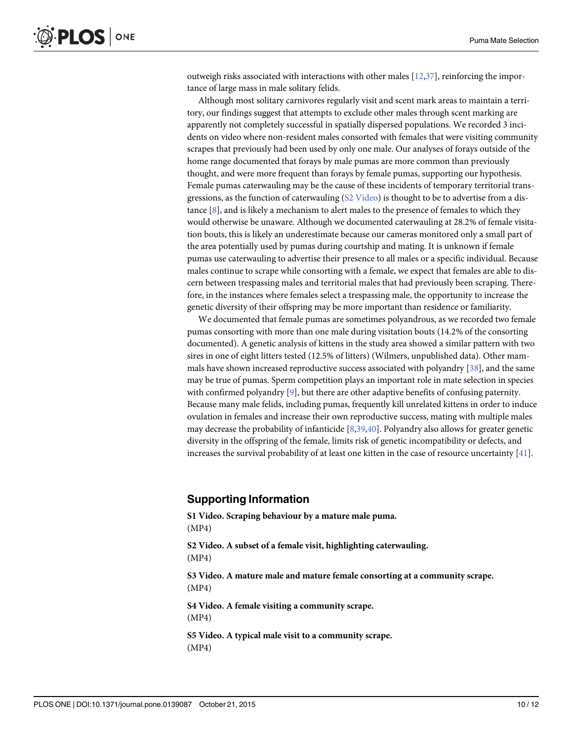outweigh risks associated with interactions with other males [12,37], reinforcing the importance of large mass in male solitary felids.

Although most solitary carnivores regularly visit and scent mark areas to maintain a territory, our findings suggest that attempts to exclude other males through scent marking are apparently not completely successful in spatially dispersed populations. We recorded 3 incidents on video where non-resident males consorted with females that were visiting community scrapes that previously had been used by only one male. Our analyses of forays outside of the home range documented that forays by male pumas are more common than previously thought, and were more frequent than forays by female pumas, supporting our hypothesis. Female pumas caterwauling may be the cause of these incidents of temporary territorial transgressions, as the function of caterwauling (S2 Video) is thought to be to advertise from a distance [8], and is likely a mechanism to alert males to the presence of females to which they would otherwise be unaware. Although we documented caterwauling at 28.2% of female visitation bouts, this is likely an underestimate because our cameras monitored only a small part of the area potentially used by pumas during courtship and mating. It is unknown if female pumas use caterwauling to advertise their presence to all males or a specific individual. Because males continue to scrape while consorting with a female, we expect that females are able to discern between trespassing males and territorial males that had previously been scraping. Therefore, in the instances where females select a trespassing male, the opportunity to increase the genetic diversity of their offspring may be more important than residence or familiarity.

We documented that female pumas are sometimes polyandrous, as we recorded two female pumas consorting with more than one male during visitation bouts (14.2% of the consorting documented). A genetic analysis of kittens in the study area showed a similar pattern with two sires in one of eight litters tested (12.5% of litters) (Wilmers, unpublished data). Other mammals have shown increased reproductive success associated with polyandry [38], and the same may be true of pumas. Sperm competition plays an important role in mate selection in species with confirmed polyandry [9], but there are other adaptive benefits of confusing paternity. Because many male felids, including pumas, frequently kill unrelated kittens in order to induce ovulation in females and increase their own reproductive success, mating with multiple males may decrease the probability of infanticide [8,39,40]. Polyandry also allows for greater genetic diversity in the offspring of the female, limits risk of genetic incompatibility or defects, and increases the survival probability of at least one kitten in the case of resource uncertainty [41].

## Supporting Information

**S1 Video. Scraping behaviour by a mature male puma.**
(MP4)

**S2 Video. A subset of a female visit, highlighting caterwauling.**
(MP4)

**S3 Video. A mature male and mature female consorting at a community scrape.**
(MP4)

**S4 Video. A female visiting a community scrape.**
(MP4)

**S5 Video. A typical male visit to a community scrape.**
(MP4)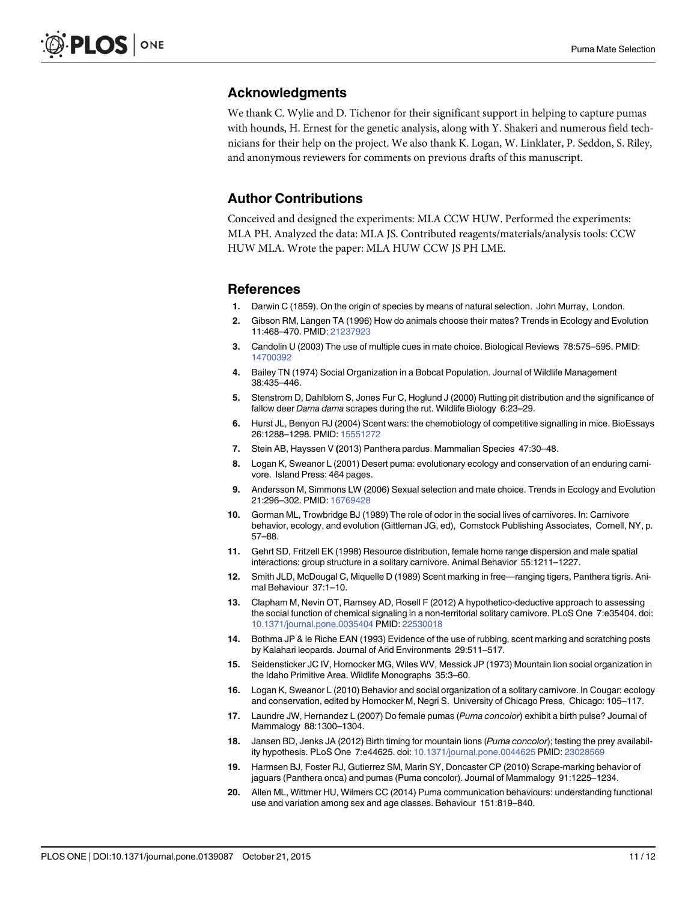## Acknowledgments

We thank C. Wylie and D. Tichenor for their significant support in helping to capture pumas with hounds, H. Ernest for the genetic analysis, along with Y. Shakeri and numerous field technicians for their help on the project. We also thank K. Logan, W. Linklater, P. Seddon, S. Riley, and anonymous reviewers for comments on previous drafts of this manuscript.

## Author Contributions

Conceived and designed the experiments: MLA CCW HUW. Performed the experiments: MLA PH. Analyzed the data: MLA JS. Contributed reagents/materials/analysis tools: CCW HUW MLA. Wrote the paper: MLA HUW CCW JS PH LME.

## References

1. Darwin C (1859). On the origin of species by means of natural selection. John Murray, London.
2. Gibson RM, Langen TA (1996) How do animals choose their mates? Trends in Ecology and Evolution 11:468–470. PMID: 21237923
3. Candolin U (2003) The use of multiple cues in mate choice. Biological Reviews 78:575–595. PMID: 14700392
4. Bailey TN (1974) Social Organization in a Bobcat Population. Journal of Wildlife Management 38:435–446.
5. Stenstrom D, Dahlblom S, Jones Fur C, Hoglund J (2000) Rutting pit distribution and the significance of fallow deer *Dama dama* scrapes during the rut. Wildlife Biology 6:23–29.
6. Hurst JL, Benyon RJ (2004) Scent wars: the chemobiology of competitive signalling in mice. BioEssays 26:1288–1298. PMID: 15551272
7. Stein AB, Hayssen V (2013) Panthera pardus. Mammalian Species 47:30–48.
8. Logan K, Sweanor L (2001) Desert puma: evolutionary ecology and conservation of an enduring carnivore. Island Press: 464 pages.
9. Andersson M, Simmons LW (2006) Sexual selection and mate choice. Trends in Ecology and Evolution 21:296–302. PMID: 16769428
10. Gorman ML, Trowbridge BJ (1989) The role of odor in the social lives of carnivores. In: Carnivore behavior, ecology, and evolution (Gittleman JG, ed), Comstock Publishing Associates, Cornell, NY, p. 57–88.
11. Gehrt SD, Fritzell EK (1998) Resource distribution, female home range dispersion and male spatial interactions: group structure in a solitary carnivore. Animal Behavior 55:1211–1227.
12. Smith JLD, McDougal C, Miquelle D (1989) Scent marking in free—ranging tigers, Panthera tigris. Animal Behaviour 37:1–10.
13. Clapham M, Nevin OT, Ramsey AD, Rosell F (2012) A hypothetico-deductive approach to assessing the social function of chemical signaling in a non-territorial solitary carnivore. PLoS One 7:e35404. doi: 10.1371/journal.pone.0035404 PMID: 22530018
14. Bothma JP & le Riche EAN (1993) Evidence of the use of rubbing, scent marking and scratching posts by Kalahari leopards. Journal of Arid Environments 29:511–517.
15. Seidensticker JC IV, Hornocker MG, Wiles WV, Messick JP (1973) Mountain lion social organization in the Idaho Primitive Area. Wildlife Monographs 35:3–60.
16. Logan K, Sweanor L (2010) Behavior and social organization of a solitary carnivore. In Cougar: ecology and conservation, edited by Hornocker M, Negri S. University of Chicago Press, Chicago: 105–117.
17. Laundre JW, Hernandez L (2007) Do female pumas (*Puma concolor*) exhibit a birth pulse? Journal of Mammalogy 88:1300–1304.
18. Jansen BD, Jenks JA (2012) Birth timing for mountain lions (*Puma concolor*); testing the prey availability hypothesis. PLoS One 7:e44625. doi: 10.1371/journal.pone.0044625 PMID: 23028569
19. Harmsen BJ, Foster RJ, Gutierrez SM, Marin SY, Doncaster CP (2010) Scrape-marking behavior of jaguars (Panthera onca) and pumas (Puma concolor). Journal of Mammalogy 91:1225–1234.
20. Allen ML, Wittmer HU, Wilmers CC (2014) Puma communication behaviours: understanding functional use and variation among sex and age classes. Behaviour 151:819–840.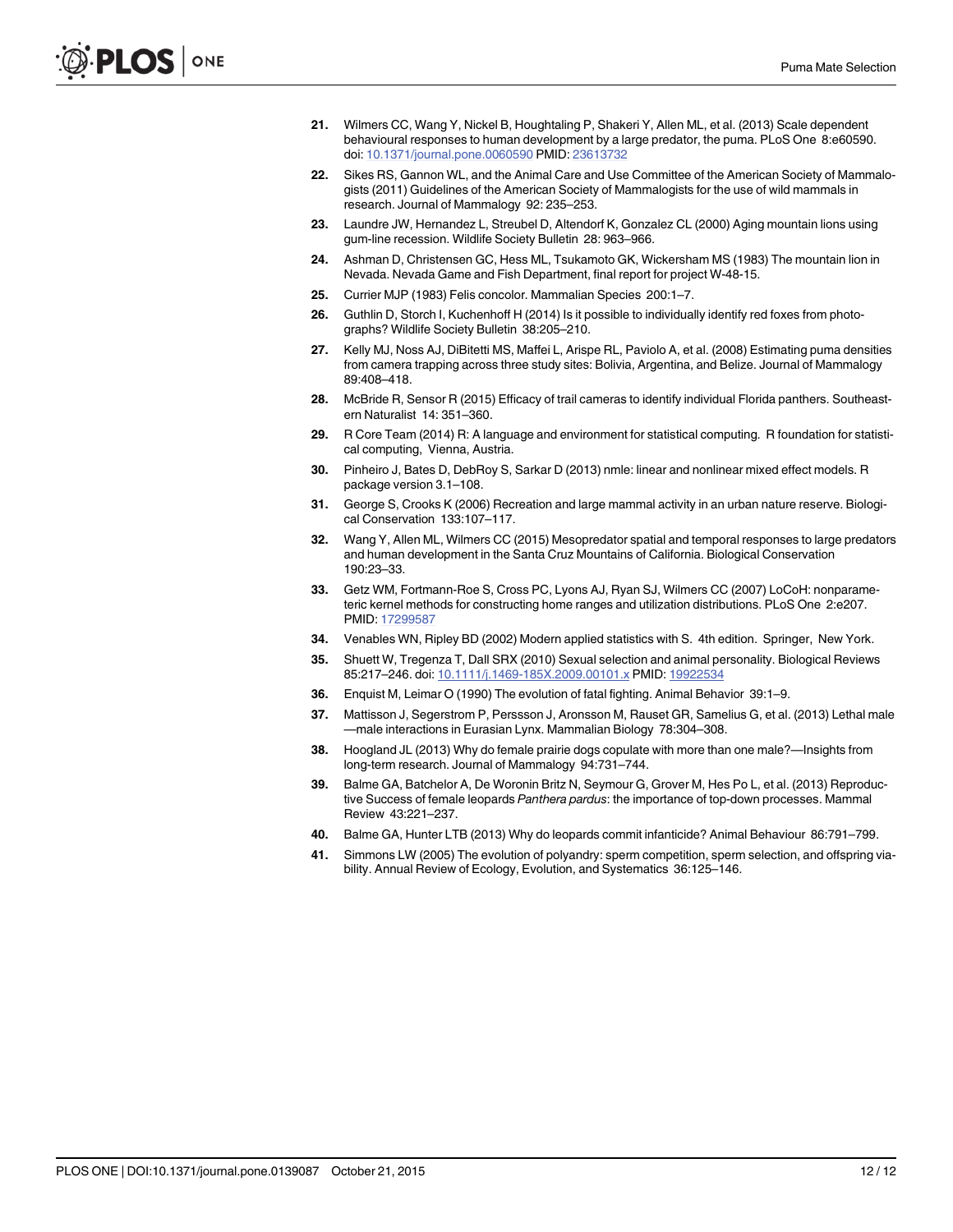21. Wilmers CC, Wang Y, Nickel B, Houghtaling P, Shakeri Y, Allen ML, et al. (2013) Scale dependent behavioural responses to human development by a large predator, the puma. PLoS One 8:e60590. doi: 10.1371/journal.pone.0060590 PMID: 23613732

22. Sikes RS, Gannon WL, and the Animal Care and Use Committee of the American Society of Mammalogists (2011) Guidelines of the American Society of Mammalogists for the use of wild mammals in research. Journal of Mammalogy 92: 235–253.

23. Laundre JW, Hernandez L, Streubel D, Altendorf K, Gonzalez CL (2000) Aging mountain lions using gum-line recession. Wildlife Society Bulletin 28: 963–966.

24. Ashman D, Christensen GC, Hess ML, Tsukamoto GK, Wickersham MS (1983) The mountain lion in Nevada. Nevada Game and Fish Department, final report for project W-48-15.

25. Currier MJP (1983) Felis concolor. Mammalian Species 200:1–7.

26. Guthlin D, Storch I, Kuchenhoff H (2014) Is it possible to individually identify red foxes from photographs? Wildlife Society Bulletin 38:205–210.

27. Kelly MJ, Noss AJ, DiBitetti MS, Maffei L, Arispe RL, Paviolo A, et al. (2008) Estimating puma densities from camera trapping across three study sites: Bolivia, Argentina, and Belize. Journal of Mammalogy 89:408–418.

28. McBride R, Sensor R (2015) Efficacy of trail cameras to identify individual Florida panthers. Southeastern Naturalist 14: 351–360.

29. R Core Team (2014) R: A language and environment for statistical computing. R foundation for statistical computing, Vienna, Austria.

30. Pinheiro J, Bates D, DebRoy S, Sarkar D (2013) nmle: linear and nonlinear mixed effect models. R package version 3.1–108.

31. George S, Crooks K (2006) Recreation and large mammal activity in an urban nature reserve. Biological Conservation 133:107–117.

32. Wang Y, Allen ML, Wilmers CC (2015) Mesopredator spatial and temporal responses to large predators and human development in the Santa Cruz Mountains of California. Biological Conservation 190:23–33.

33. Getz WM, Fortmann-Roe S, Cross PC, Lyons AJ, Ryan SJ, Wilmers CC (2007) LoCoH: nonparameteric kernel methods for constructing home ranges and utilization distributions. PLoS One 2:e207. PMID: 17299587

34. Venables WN, Ripley BD (2002) Modern applied statistics with S. 4th edition. Springer, New York.

35. Shuett W, Tregenza T, Dall SRX (2010) Sexual selection and animal personality. Biological Reviews 85:217–246. doi: 10.1111/j.1469-185X.2009.00101.x PMID: 19922534

36. Enquist M, Leimar O (1990) The evolution of fatal fighting. Animal Behavior 39:1–9.

37. Mattisson J, Segerstrom P, Perssson J, Aronsson M, Rauset GR, Samelius G, et al. (2013) Lethal male—male interactions in Eurasian Lynx. Mammalian Biology 78:304–308.

38. Hoogland JL (2013) Why do female prairie dogs copulate with more than one male?—Insights from long-term research. Journal of Mammalogy 94:731–744.

39. Balme GA, Batchelor A, De Woronin Britz N, Seymour G, Grover M, Hes Po L, et al. (2013) Reproductive Success of female leopards *Panthera pardus*: the importance of top-down processes. Mammal Review 43:221–237.

40. Balme GA, Hunter LTB (2013) Why do leopards commit infanticide? Animal Behaviour 86:791–799.

41. Simmons LW (2005) The evolution of polyandry: sperm competition, sperm selection, and offspring viability. Annual Review of Ecology, Evolution, and Systematics 36:125–146.